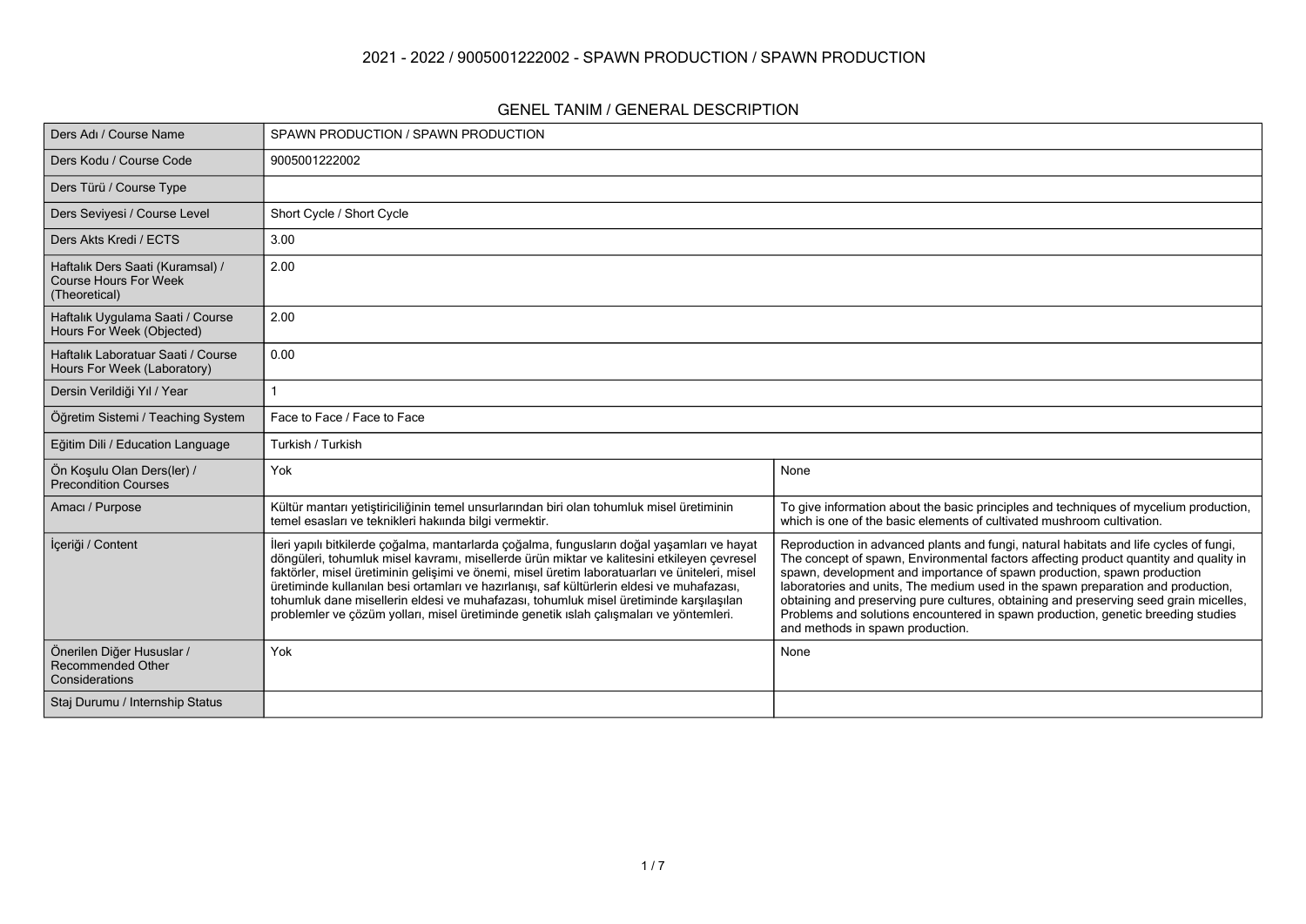# 2021 - 2022 / 9005001222002 - SPAWN PRODUCTION / SPAWN PRODUCTION

## GENEL TANIM / GENERAL DESCRIPTION

| | | |
|---|---|---|
| Ders Adı / Course Name | SPAWN PRODUCTION / SPAWN PRODUCTION | |
| Ders Kodu / Course Code | 9005001222002 | |
| Ders Türü / Course Type | | |
| Ders Seviyesi / Course Level | Short Cycle / Short Cycle | |
| Ders Akts Kredi / ECTS | 3.00 | |
| Haftalık Ders Saati (Kuramsal) / Course Hours For Week (Theoretical) | 2.00 | |
| Haftalık Uygulama Saati / Course Hours For Week (Objected) | 2.00 | |
| Haftalık Laboratuar Saati / Course Hours For Week (Laboratory) | 0.00 | |
| Dersin Verildiği Yıl / Year | 1 | |
| Öğretim Sistemi / Teaching System | Face to Face / Face to Face | |
| Eğitim Dili / Education Language | Turkish / Turkish | |
| Ön Koşulu Olan Ders(ler) / Precondition Courses | Yok | None |
| Amacı / Purpose | Kültür mantarı yetiştiriciliğinin temel unsurlarından biri olan tohumluk misel üretiminin temel esasları ve teknikleri hakkında bilgi vermektir. | To give information about the basic principles and techniques of mycelium production, which is one of the basic elements of cultivated mushroom cultivation. |
| İçeriği / Content | İleri yapılı bitkilerde çoğalma, mantarlarda çoğalma, fungusların doğal yaşamları ve hayat döngüleri, tohumluk misel kavramı, misellerde ürün miktar ve kalitesini etkileyen çevresel faktörler, misel üretiminin gelişimi ve önemi, misel üretim laboratuarları ve üniteleri, misel üretiminde kullanılan besi ortamları ve hazırlanışı, saf kültürlerin eldesi ve muhafazası, tohumluk dane misellerin eldesi ve muhafazası, tohumluk misel üretiminde karşılaşılan problemler ve çözüm yolları, misel üretiminde genetik ıslah çalışmaları ve yöntemleri. | Reproduction in advanced plants and fungi, natural habitats and life cycles of fungi, The concept of spawn, Environmental factors affecting product quantity and quality in spawn, development and importance of spawn production, spawn production laboratories and units, The medium used in the spawn preparation and production, obtaining and preserving pure cultures, obtaining and preserving seed grain micelles, Problems and solutions encountered in spawn production, genetic breeding studies and methods in spawn production. |
| Önerilen Diğer Hususlar / Recommended Other Considerations | Yok | None |
| Staj Durumu / Internship Status | | |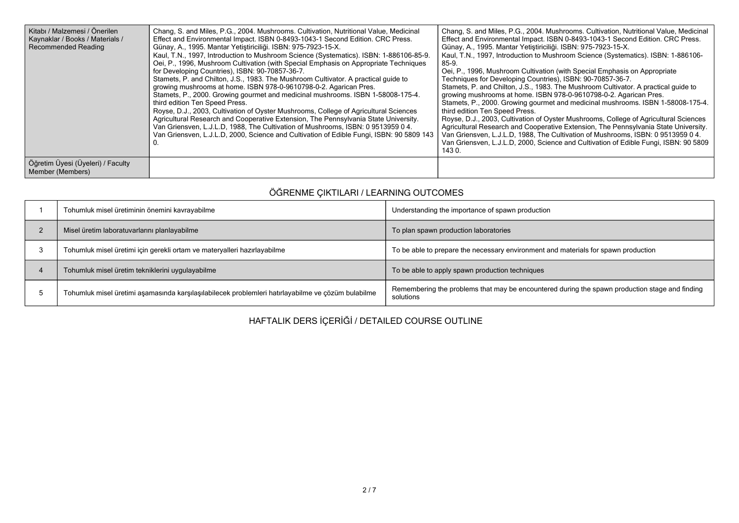| Kitabı / Malzemesi / Önerilen Kaynaklar / Books / Materials / Recommended Reading | Chang, S. and Miles, P.G., 2004. Mushrooms. Cultivation, Nutritional Value, Medicinal Effect and Environmental Impact. ISBN 0-8493-1043-1 Second Edition. CRC Press.<br>Günay, A., 1995. Mantar Yetiştiriciliği. ISBN: 975-7923-15-X.<br>Kaul, T.N., 1997, Introduction to Mushroom Science (Systematics). ISBN: 1-886106-85-9.<br>Oei, P., 1996, Mushroom Cultivation (with Special Emphasis on Appropriate Techniques for Developing Countries), ISBN: 90-70857-36-7.<br>Stamets, P. and Chilton, J.S., 1983. The Mushroom Cultivator. A practical guide to growing mushrooms at home. ISBN 978-0-9610798-0-2. Agarican Pres.<br>Stamets, P., 2000. Growing gourmet and medicinal mushrooms. ISBN 1-58008-175-4. third edition Ten Speed Press.<br>Royse, D.J., 2003, Cultivation of Oyster Mushrooms, College of Agricultural Sciences Agricultural Research and Cooperative Extension, The Pennsylvania State University.<br>Van Griensven, L.J.L.D, 1988, The Cultivation of Mushrooms, ISBN: 0 9513959 0 4.<br>Van Griensven, L.J.L.D, 2000, Science and Cultivation of Edible Fungi, ISBN: 90 5809 143 0. | Chang, S. and Miles, P.G., 2004. Mushrooms. Cultivation, Nutritional Value, Medicinal Effect and Environmental Impact. ISBN 0-8493-1043-1 Second Edition. CRC Press.<br>Günay, A., 1995. Mantar Yetiştiriciliği. ISBN: 975-7923-15-X.<br>Kaul, T.N., 1997, Introduction to Mushroom Science (Systematics). ISBN: 1-886106-85-9.<br>Oei, P., 1996, Mushroom Cultivation (with Special Emphasis on Appropriate Techniques for Developing Countries), ISBN: 90-70857-36-7.<br>Stamets, P. and Chilton, J.S., 1983. The Mushroom Cultivator. A practical guide to growing mushrooms at home. ISBN 978-0-9610798-0-2. Agarican Pres.<br>Stamets, P., 2000. Growing gourmet and medicinal mushrooms. ISBN 1-58008-175-4. third edition Ten Speed Press.<br>Royse, D.J., 2003, Cultivation of Oyster Mushrooms, College of Agricultural Sciences Agricultural Research and Cooperative Extension, The Pennsylvania State University.<br>Van Griensven, L.J.L.D, 1988, The Cultivation of Mushrooms, ISBN: 0 9513959 0 4.<br>Van Griensven, L.J.L.D, 2000, Science and Cultivation of Edible Fungi, ISBN: 90 5809 143 0. |
|---|---|---|
| Öğretim Üyesi (Üyeleri) / Faculty Member (Members) | | |

## ÖĞRENME ÇIKTILARI / LEARNING OUTCOMES

| | | |
|---|---|---|
| 1 | Tohumluk misel üretiminin önemini kavrayabilme | Understanding the importance of spawn production |
| 2 | Misel üretim laboratuvarlarını planlayabilme | To plan spawn production laboratories |
| 3 | Tohumluk misel üretimi için gerekli ortam ve materyalleri hazırlayabilme | To be able to prepare the necessary environment and materials for spawn production |
| 4 | Tohumluk misel üretim tekniklerini uygulayabilme | To be able to apply spawn production techniques |
| 5 | Tohumluk misel üretimi aşamasında karşılaşılabilecek problemleri hatırlayabilme ve çözüm bulabilme | Remembering the problems that may be encountered during the spawn production stage and finding solutions |

## HAFTALIK DERS İÇERİĞİ / DETAILED COURSE OUTLINE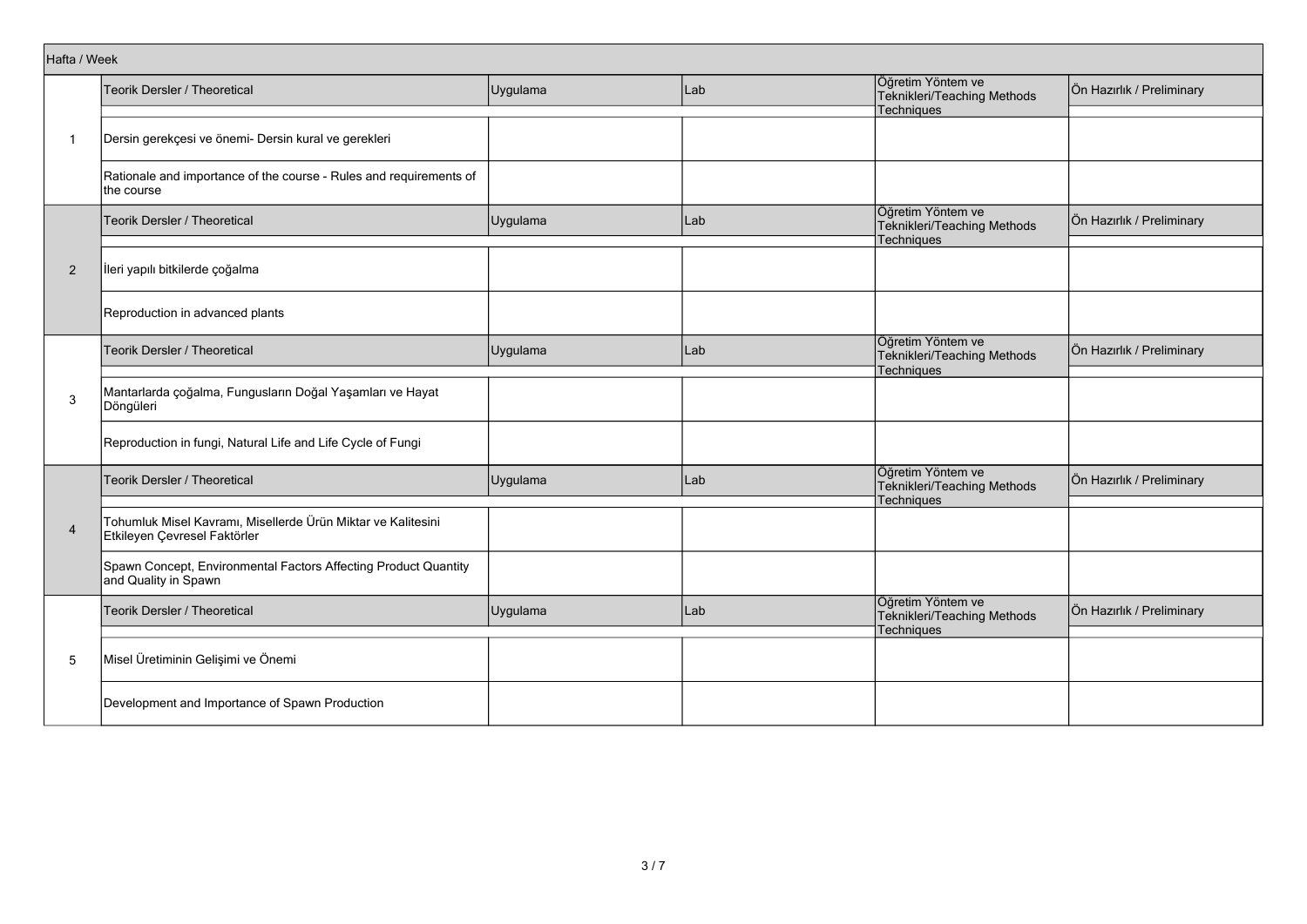| Hafta / Week | | | | | |
|---|---|---|---|---|---|
| | Teorik Dersler / Theoretical | Uygulama | Lab | Öğretim Yöntem ve Teknikleri/Teaching Methods Techniques | Ön Hazırlık / Preliminary |
| 1 | Dersin gerekçesi ve önemi- Dersin kural ve gerekleri | | | | |
| | Rationale and importance of the course - Rules and requirements of the course | | | | |
| | Teorik Dersler / Theoretical | Uygulama | Lab | Öğretim Yöntem ve Teknikleri/Teaching Methods Techniques | Ön Hazırlık / Preliminary |
| 2 | İleri yapılı bitkilerde çoğalma | | | | |
| | Reproduction in advanced plants | | | | |
| | Teorik Dersler / Theoretical | Uygulama | Lab | Öğretim Yöntem ve Teknikleri/Teaching Methods Techniques | Ön Hazırlık / Preliminary |
| 3 | Mantarlarda çoğalma, Fungusların Doğal Yaşamları ve Hayat Döngüleri | | | | |
| | Reproduction in fungi, Natural Life and Life Cycle of Fungi | | | | |
| | Teorik Dersler / Theoretical | Uygulama | Lab | Öğretim Yöntem ve Teknikleri/Teaching Methods Techniques | Ön Hazırlık / Preliminary |
| 4 | Tohumluk Misel Kavramı, Misellerde Ürün Miktar ve Kalitesini Etkileyen Çevresel Faktörler | | | | |
| | Spawn Concept, Environmental Factors Affecting Product Quantity and Quality in Spawn | | | | |
| | Teorik Dersler / Theoretical | Uygulama | Lab | Öğretim Yöntem ve Teknikleri/Teaching Methods Techniques | Ön Hazırlık / Preliminary |
| 5 | Misel Üretiminin Gelişimi ve Önemi | | | | |
| | Development and Importance of Spawn Production | | | | |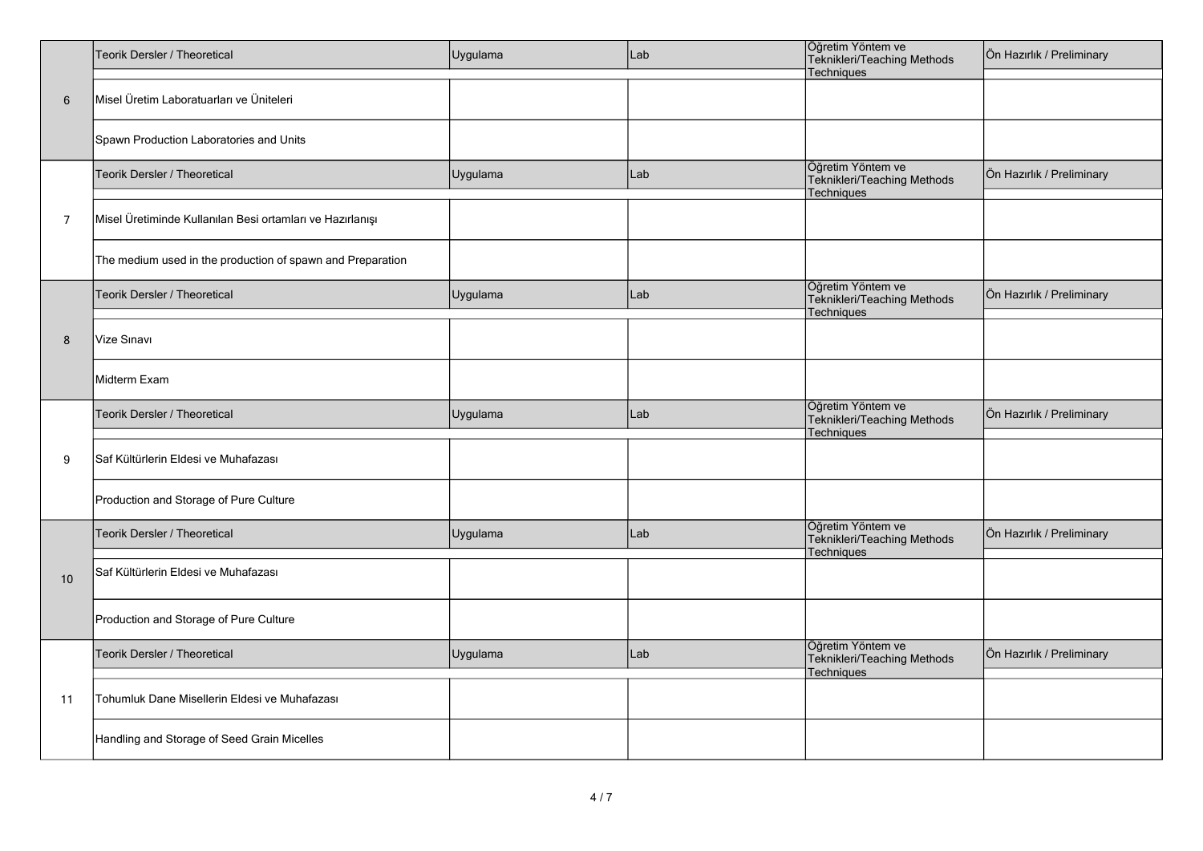| | Teorik Dersler / Theoretical | Uygulama | Lab | Öğretim Yöntem ve Teknikleri/Teaching Methods Techniques | Ön Hazırlık / Preliminary |
|---|---|---|---|---|---|
| 6 | Misel Üretim Laboratuarları ve Üniteleri | | | | |
| | Spawn Production Laboratories and Units | | | | |
| | Teorik Dersler / Theoretical | Uygulama | Lab | Öğretim Yöntem ve Teknikleri/Teaching Methods Techniques | Ön Hazırlık / Preliminary |
| 7 | Misel Üretiminde Kullanılan Besi ortamları ve Hazırlanışı | | | | |
| | The medium used in the production of spawn and Preparation | | | | |
| | Teorik Dersler / Theoretical | Uygulama | Lab | Öğretim Yöntem ve Teknikleri/Teaching Methods Techniques | Ön Hazırlık / Preliminary |
| 8 | Vize Sınavı | | | | |
| | Midterm Exam | | | | |
| | Teorik Dersler / Theoretical | Uygulama | Lab | Öğretim Yöntem ve Teknikleri/Teaching Methods Techniques | Ön Hazırlık / Preliminary |
| 9 | Saf Kültürlerin Eldesi ve Muhafazası | | | | |
| | Production and Storage of Pure Culture | | | | |
| | Teorik Dersler / Theoretical | Uygulama | Lab | Öğretim Yöntem ve Teknikleri/Teaching Methods Techniques | Ön Hazırlık / Preliminary |
| 10 | Saf Kültürlerin Eldesi ve Muhafazası | | | | |
| | Production and Storage of Pure Culture | | | | |
| | Teorik Dersler / Theoretical | Uygulama | Lab | Öğretim Yöntem ve Teknikleri/Teaching Methods Techniques | Ön Hazırlık / Preliminary |
| 11 | Tohumluk Dane Misellerin Eldesi ve Muhafazası | | | | |
| | Handling and Storage of Seed Grain Micelles | | | | |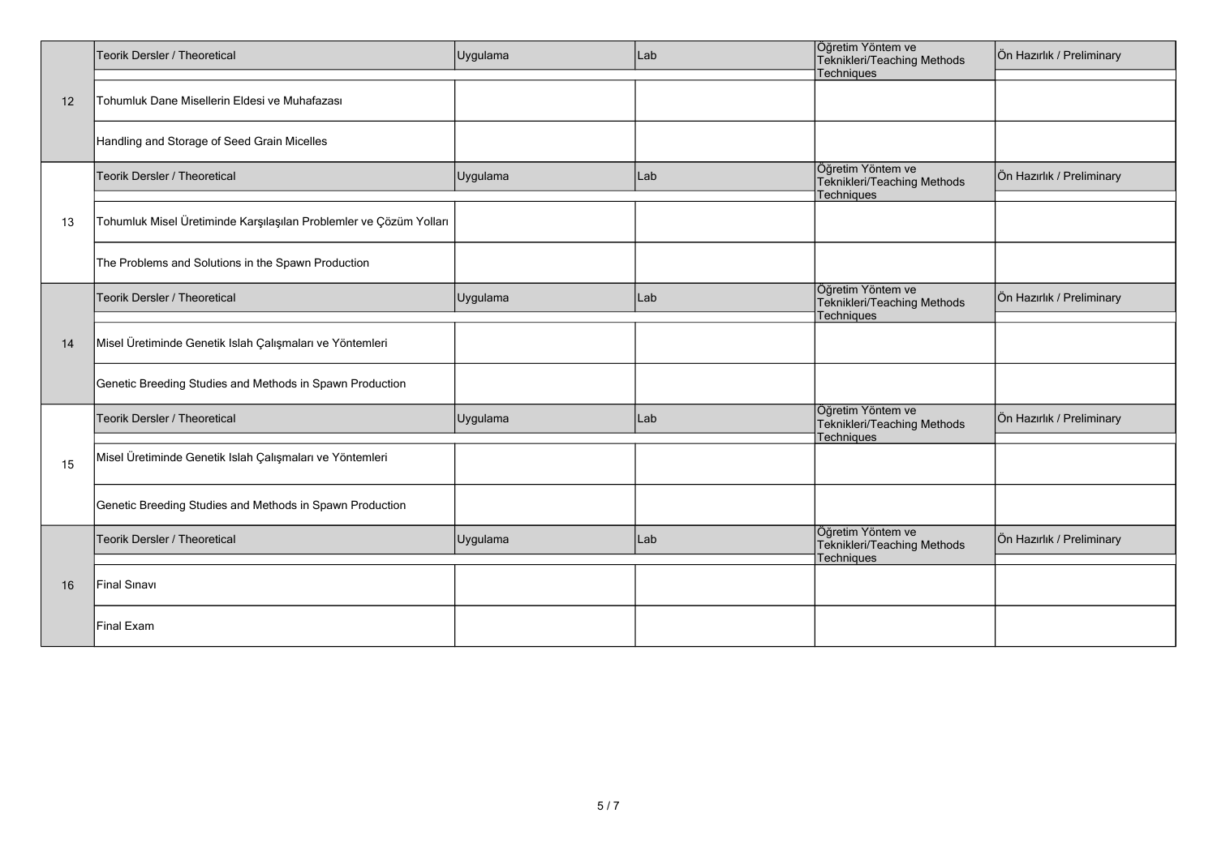| | Teorik Dersler / Theoretical | Uygulama | Lab | Öğretim Yöntem ve Teknikleri/Teaching Methods Techniques | Ön Hazırlık / Preliminary |
|---|---|---|---|---|---|
| 12 | Tohumluk Dane Misellerin Eldesi ve Muhafazası | | | | |
| | Handling and Storage of Seed Grain Micelles | | | | |
| | Teorik Dersler / Theoretical | Uygulama | Lab | Öğretim Yöntem ve Teknikleri/Teaching Methods Techniques | Ön Hazırlık / Preliminary |
| 13 | Tohumluk Misel Üretiminde Karşılaşılan Problemler ve Çözüm Yolları | | | | |
| | The Problems and Solutions in the Spawn Production | | | | |
| | Teorik Dersler / Theoretical | Uygulama | Lab | Öğretim Yöntem ve Teknikleri/Teaching Methods Techniques | Ön Hazırlık / Preliminary |
| 14 | Misel Üretiminde Genetik Islah Çalışmaları ve Yöntemleri | | | | |
| | Genetic Breeding Studies and Methods in Spawn Production | | | | |
| | Teorik Dersler / Theoretical | Uygulama | Lab | Öğretim Yöntem ve Teknikleri/Teaching Methods Techniques | Ön Hazırlık / Preliminary |
| 15 | Misel Üretiminde Genetik Islah Çalışmaları ve Yöntemleri | | | | |
| | Genetic Breeding Studies and Methods in Spawn Production | | | | |
| | Teorik Dersler / Theoretical | Uygulama | Lab | Öğretim Yöntem ve Teknikleri/Teaching Methods Techniques | Ön Hazırlık / Preliminary |
| 16 | Final Sınavı | | | | |
| | Final Exam | | | | |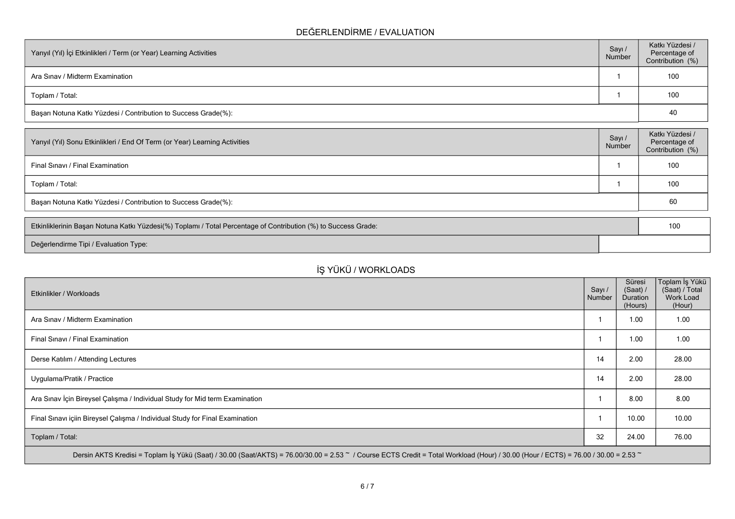## DEĞERLENDİRME / EVALUATION

| Yarıyıl (Yıl) İçi Etkinlikleri / Term (or Year) Learning Activities | Sayı / Number | Katkı Yüzdesi / Percentage of Contribution (%) |
|---|---|---|
| Ara Sınav / Midterm Examination | 1 | 100 |
| Toplam / Total: | 1 | 100 |
| Başarı Notuna Katkı Yüzdesi / Contribution to Success Grade(%): | | 40 |

| Yarıyıl (Yıl) Sonu Etkinlikleri / End Of Term (or Year) Learning Activities | Sayı / Number | Katkı Yüzdesi / Percentage of Contribution (%) |
|---|---|---|
| Final Sınavı / Final Examination | 1 | 100 |
| Toplam / Total: | 1 | 100 |
| Başarı Notuna Katkı Yüzdesi / Contribution to Success Grade(%): | | 60 |

| | |
|---|---|
| Etkinliklerinin Başarı Notuna Katkı Yüzdesi(%) Toplamı / Total Percentage of Contribution (%) to Success Grade: | 100 |
| Değerlendirme Tipi / Evaluation Type: | |

## İŞ YÜKÜ / WORKLOADS

| Etkinlikler / Workloads | Sayı / Number | Süresi (Saat) / Duration (Hours) | Toplam İş Yükü (Saat) / Total Work Load (Hour) |
|---|---|---|---|
| Ara Sınav / Midterm Examination | 1 | 1.00 | 1.00 |
| Final Sınavı / Final Examination | 1 | 1.00 | 1.00 |
| Derse Katılım / Attending Lectures | 14 | 2.00 | 28.00 |
| Uygulama/Pratik / Practice | 14 | 2.00 | 28.00 |
| Ara Sınav İçin Bireysel Çalışma / Individual Study for Mid term Examination | 1 | 8.00 | 8.00 |
| Final Sınavı içiin Bireysel Çalışma / Individual Study for Final Examination | 1 | 10.00 | 10.00 |
| Toplam / Total: | 32 | 24.00 | 76.00 |

Dersin AKTS Kredisi = Toplam İş Yükü (Saat) / 30.00 (Saat/AKTS) = 76.00/30.00 = 2.53 ~ / Course ECTS Credit = Total Workload (Hour) / 30.00 (Hour / ECTS) = 76.00 / 30.00 = 2.53 ~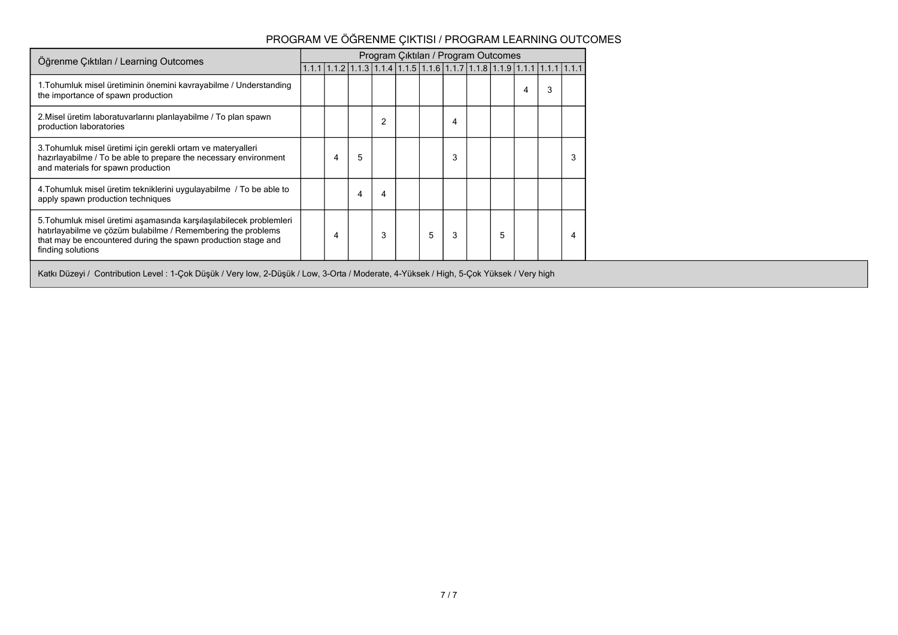## PROGRAM VE ÖĞRENME ÇIKTISI / PROGRAM LEARNING OUTCOMES

| Öğrenme Çıktıları / Learning Outcomes | Program Çıktıları / Program Outcomes | | | | | | | | | | | |
|---|---|---|---|---|---|---|---|---|---|---|---|---|
| | 1.1.1 | 1.1.2 | 1.1.3 | 1.1.4 | 1.1.5 | 1.1.6 | 1.1.7 | 1.1.8 | 1.1.9 | 1.1.1 | 1.1.1 | 1.1.1 |
| 1.Tohumluk misel üretiminin önemini kavrayabilme / Understanding the importance of spawn production | | | | | | | | | | 4 | 3 | |
| 2.Misel üretim laboratuvarlarını planlayabilme / To plan spawn production laboratories | | | | 2 | | | 4 | | | | | |
| 3.Tohumluk misel üretimi için gerekli ortam ve materyalleri hazırlayabilme / To be able to prepare the necessary environment and materials for spawn production | | 4 | 5 | | | | 3 | | | | | 3 |
| 4.Tohumluk misel üretim tekniklerini uygulayabilme / To be able to apply spawn production techniques | | | 4 | 4 | | | | | | | | |
| 5.Tohumluk misel üretimi aşamasında karşılaşılabilecek problemleri hatırlayabilme ve çözüm bulabilme / Remembering the problems that may be encountered during the spawn production stage and finding solutions | | 4 | | 3 | | 5 | 3 | | 5 | | | 4 |

Katkı Düzeyi / Contribution Level : 1-Çok Düşük / Very low, 2-Düşük / Low, 3-Orta / Moderate, 4-Yüksek / High, 5-Çok Yüksek / Very high